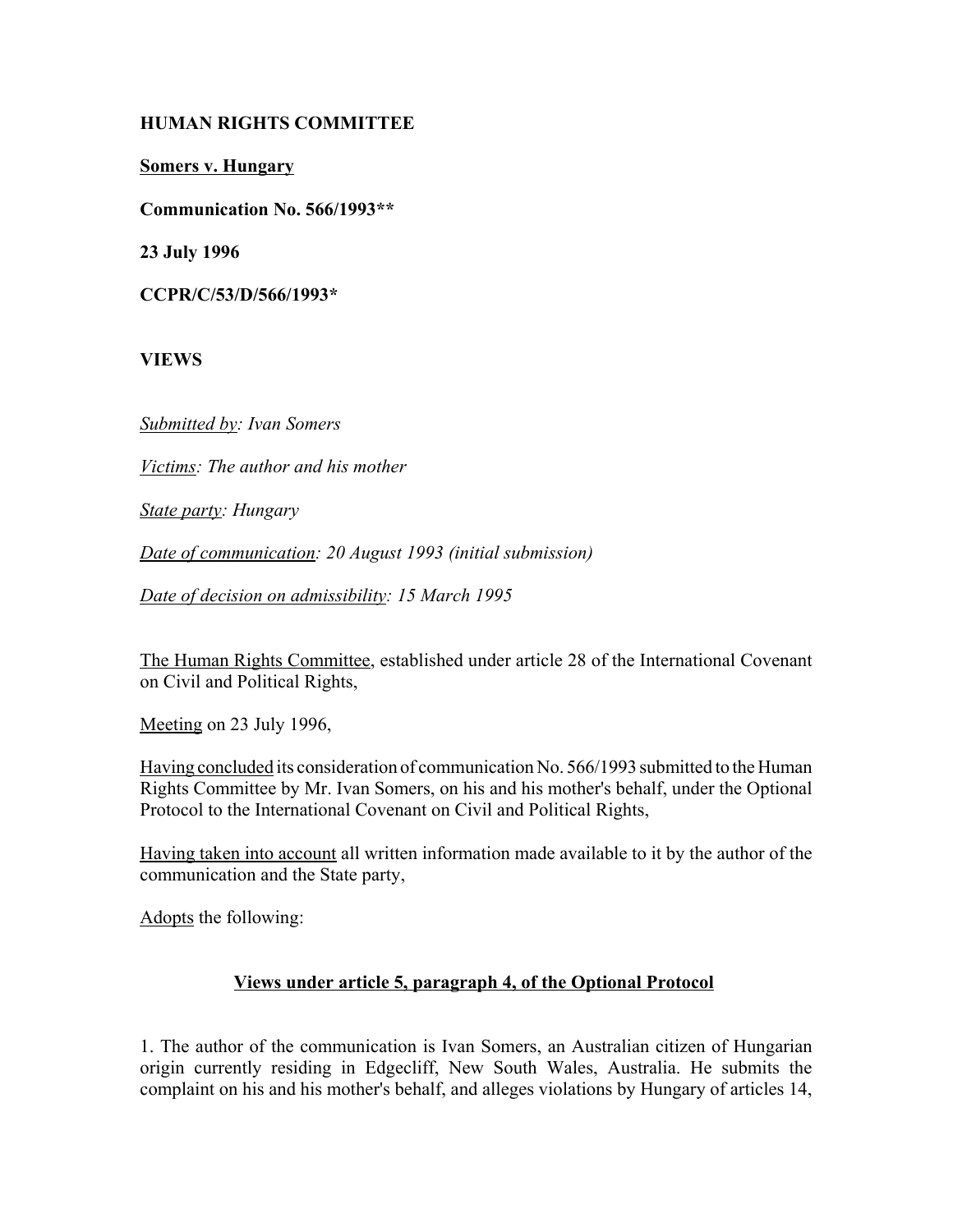**HUMAN RIGHTS COMMITTEE**

**Somers v. Hungary**

**Communication No. 566/1993****

**23 July 1996**

**CCPR/C/53/D/566/1993***

**VIEWS**

*Submitted by: Ivan Somers*

*Victims: The author and his mother*

*State party: Hungary*

*Date of communication: 20 August 1993 (initial submission)*

*Date of decision on admissibility: 15 March 1995*

The Human Rights Committee, established under article 28 of the International Covenant on Civil and Political Rights,

Meeting on 23 July 1996,

Having concluded its consideration of communication No. 566/1993 submitted to the Human Rights Committee by Mr. Ivan Somers, on his and his mother's behalf, under the Optional Protocol to the International Covenant on Civil and Political Rights,

Having taken into account all written information made available to it by the author of the communication and the State party,

Adopts the following:

## Views under article 5, paragraph 4, of the Optional Protocol

1. The author of the communication is Ivan Somers, an Australian citizen of Hungarian origin currently residing in Edgecliff, New South Wales, Australia. He submits the complaint on his and his mother's behalf, and alleges violations by Hungary of articles 14,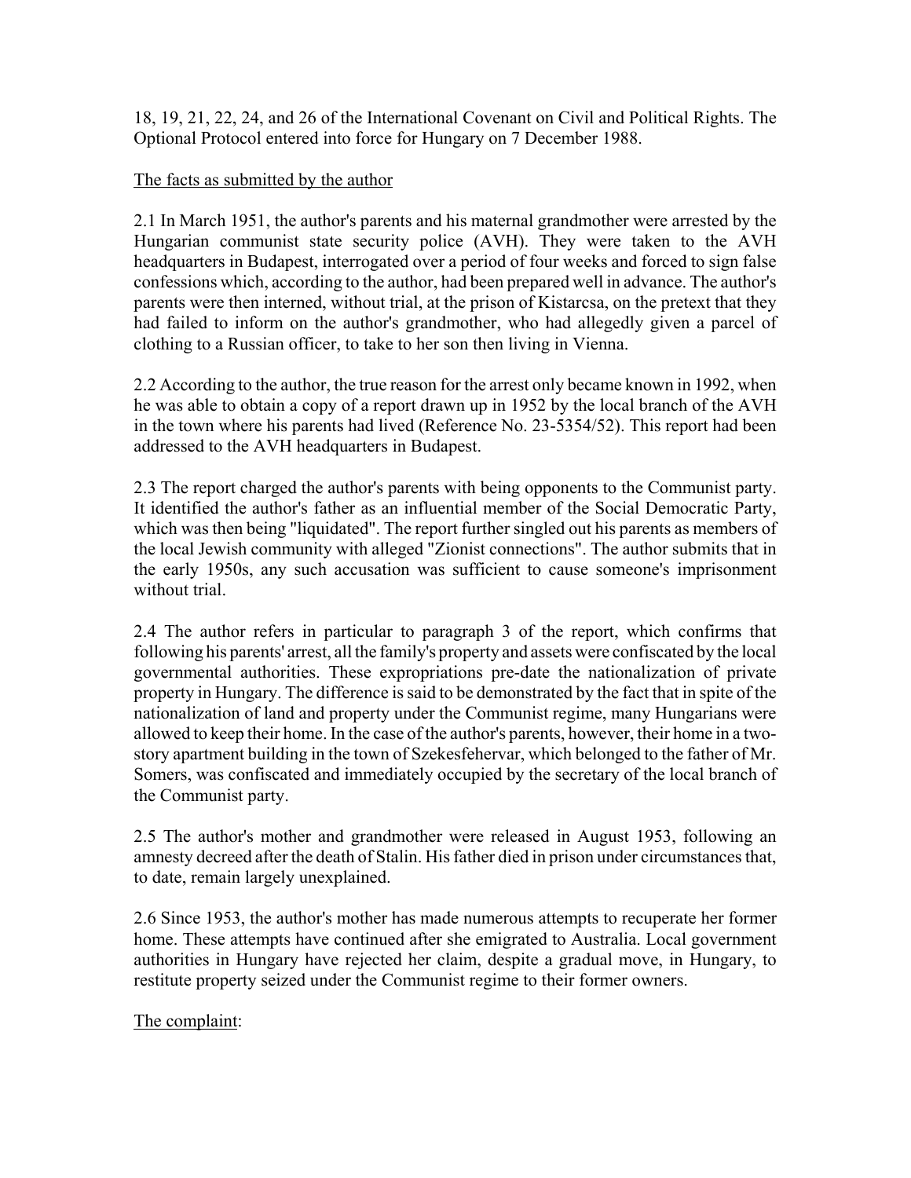18, 19, 21, 22, 24, and 26 of the International Covenant on Civil and Political Rights. The Optional Protocol entered into force for Hungary on 7 December 1988.

The facts as submitted by the author

2.1 In March 1951, the author's parents and his maternal grandmother were arrested by the Hungarian communist state security police (AVH). They were taken to the AVH headquarters in Budapest, interrogated over a period of four weeks and forced to sign false confessions which, according to the author, had been prepared well in advance. The author's parents were then interned, without trial, at the prison of Kistarcsa, on the pretext that they had failed to inform on the author's grandmother, who had allegedly given a parcel of clothing to a Russian officer, to take to her son then living in Vienna.

2.2 According to the author, the true reason for the arrest only became known in 1992, when he was able to obtain a copy of a report drawn up in 1952 by the local branch of the AVH in the town where his parents had lived (Reference No. 23-5354/52). This report had been addressed to the AVH headquarters in Budapest.

2.3 The report charged the author's parents with being opponents to the Communist party. It identified the author's father as an influential member of the Social Democratic Party, which was then being "liquidated". The report further singled out his parents as members of the local Jewish community with alleged "Zionist connections". The author submits that in the early 1950s, any such accusation was sufficient to cause someone's imprisonment without trial.

2.4 The author refers in particular to paragraph 3 of the report, which confirms that following his parents' arrest, all the family's property and assets were confiscated by the local governmental authorities. These expropriations pre-date the nationalization of private property in Hungary. The difference is said to be demonstrated by the fact that in spite of the nationalization of land and property under the Communist regime, many Hungarians were allowed to keep their home. In the case of the author's parents, however, their home in a two-story apartment building in the town of Szekesfehervar, which belonged to the father of Mr. Somers, was confiscated and immediately occupied by the secretary of the local branch of the Communist party.

2.5 The author's mother and grandmother were released in August 1953, following an amnesty decreed after the death of Stalin. His father died in prison under circumstances that, to date, remain largely unexplained.

2.6 Since 1953, the author's mother has made numerous attempts to recuperate her former home. These attempts have continued after she emigrated to Australia. Local government authorities in Hungary have rejected her claim, despite a gradual move, in Hungary, to restitute property seized under the Communist regime to their former owners.

The complaint: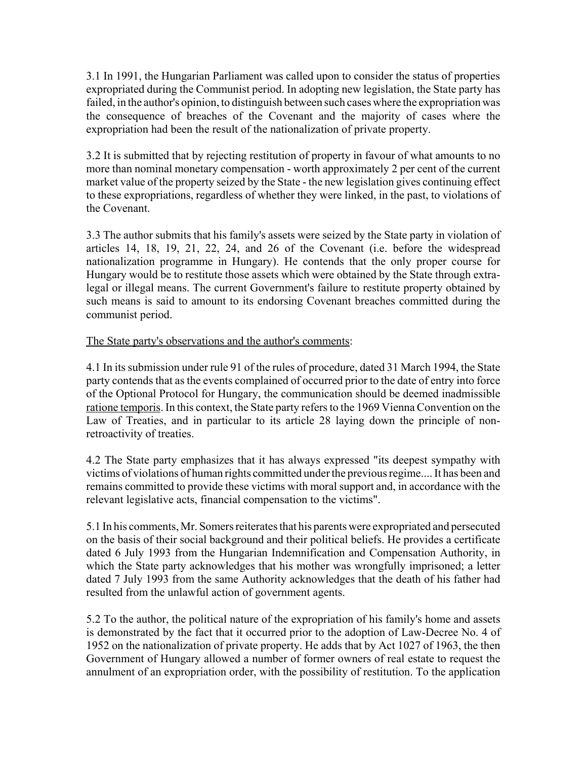3.1 In 1991, the Hungarian Parliament was called upon to consider the status of properties expropriated during the Communist period. In adopting new legislation, the State party has failed, in the author's opinion, to distinguish between such cases where the expropriation was the consequence of breaches of the Covenant and the majority of cases where the expropriation had been the result of the nationalization of private property.

3.2 It is submitted that by rejecting restitution of property in favour of what amounts to no more than nominal monetary compensation - worth approximately 2 per cent of the current market value of the property seized by the State - the new legislation gives continuing effect to these expropriations, regardless of whether they were linked, in the past, to violations of the Covenant.

3.3 The author submits that his family's assets were seized by the State party in violation of articles 14, 18, 19, 21, 22, 24, and 26 of the Covenant (i.e. before the widespread nationalization programme in Hungary). He contends that the only proper course for Hungary would be to restitute those assets which were obtained by the State through extra-legal or illegal means. The current Government's failure to restitute property obtained by such means is said to amount to its endorsing Covenant breaches committed during the communist period.

The State party's observations and the author's comments:

4.1 In its submission under rule 91 of the rules of procedure, dated 31 March 1994, the State party contends that as the events complained of occurred prior to the date of entry into force of the Optional Protocol for Hungary, the communication should be deemed inadmissible ratione temporis. In this context, the State party refers to the 1969 Vienna Convention on the Law of Treaties, and in particular to its article 28 laying down the principle of non-retroactivity of treaties.

4.2 The State party emphasizes that it has always expressed "its deepest sympathy with victims of violations of human rights committed under the previous regime.... It has been and remains committed to provide these victims with moral support and, in accordance with the relevant legislative acts, financial compensation to the victims".

5.1 In his comments, Mr. Somers reiterates that his parents were expropriated and persecuted on the basis of their social background and their political beliefs. He provides a certificate dated 6 July 1993 from the Hungarian Indemnification and Compensation Authority, in which the State party acknowledges that his mother was wrongfully imprisoned; a letter dated 7 July 1993 from the same Authority acknowledges that the death of his father had resulted from the unlawful action of government agents.

5.2 To the author, the political nature of the expropriation of his family's home and assets is demonstrated by the fact that it occurred prior to the adoption of Law-Decree No. 4 of 1952 on the nationalization of private property. He adds that by Act 1027 of 1963, the then Government of Hungary allowed a number of former owners of real estate to request the annulment of an expropriation order, with the possibility of restitution. To the application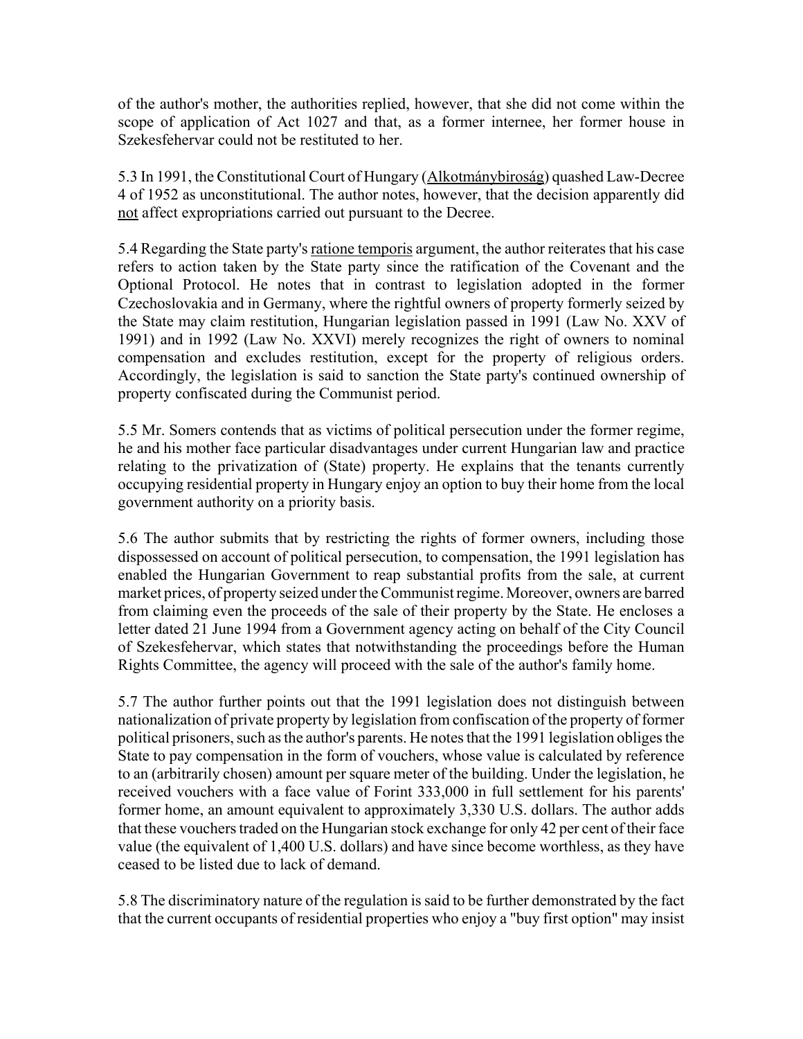of the author's mother, the authorities replied, however, that she did not come within the scope of application of Act 1027 and that, as a former internee, her former house in Szekesfehervar could not be restituted to her.

5.3 In 1991, the Constitutional Court of Hungary (Alkotmánybiroság) quashed Law-Decree 4 of 1952 as unconstitutional. The author notes, however, that the decision apparently did not affect expropriations carried out pursuant to the Decree.

5.4 Regarding the State party's ratione temporis argument, the author reiterates that his case refers to action taken by the State party since the ratification of the Covenant and the Optional Protocol. He notes that in contrast to legislation adopted in the former Czechoslovakia and in Germany, where the rightful owners of property formerly seized by the State may claim restitution, Hungarian legislation passed in 1991 (Law No. XXV of 1991) and in 1992 (Law No. XXVI) merely recognizes the right of owners to nominal compensation and excludes restitution, except for the property of religious orders. Accordingly, the legislation is said to sanction the State party's continued ownership of property confiscated during the Communist period.

5.5 Mr. Somers contends that as victims of political persecution under the former regime, he and his mother face particular disadvantages under current Hungarian law and practice relating to the privatization of (State) property. He explains that the tenants currently occupying residential property in Hungary enjoy an option to buy their home from the local government authority on a priority basis.

5.6 The author submits that by restricting the rights of former owners, including those dispossessed on account of political persecution, to compensation, the 1991 legislation has enabled the Hungarian Government to reap substantial profits from the sale, at current market prices, of property seized under the Communist regime. Moreover, owners are barred from claiming even the proceeds of the sale of their property by the State. He encloses a letter dated 21 June 1994 from a Government agency acting on behalf of the City Council of Szekesfehervar, which states that notwithstanding the proceedings before the Human Rights Committee, the agency will proceed with the sale of the author's family home.

5.7 The author further points out that the 1991 legislation does not distinguish between nationalization of private property by legislation from confiscation of the property of former political prisoners, such as the author's parents. He notes that the 1991 legislation obliges the State to pay compensation in the form of vouchers, whose value is calculated by reference to an (arbitrarily chosen) amount per square meter of the building. Under the legislation, he received vouchers with a face value of Forint 333,000 in full settlement for his parents' former home, an amount equivalent to approximately 3,330 U.S. dollars. The author adds that these vouchers traded on the Hungarian stock exchange for only 42 per cent of their face value (the equivalent of 1,400 U.S. dollars) and have since become worthless, as they have ceased to be listed due to lack of demand.

5.8 The discriminatory nature of the regulation is said to be further demonstrated by the fact that the current occupants of residential properties who enjoy a "buy first option" may insist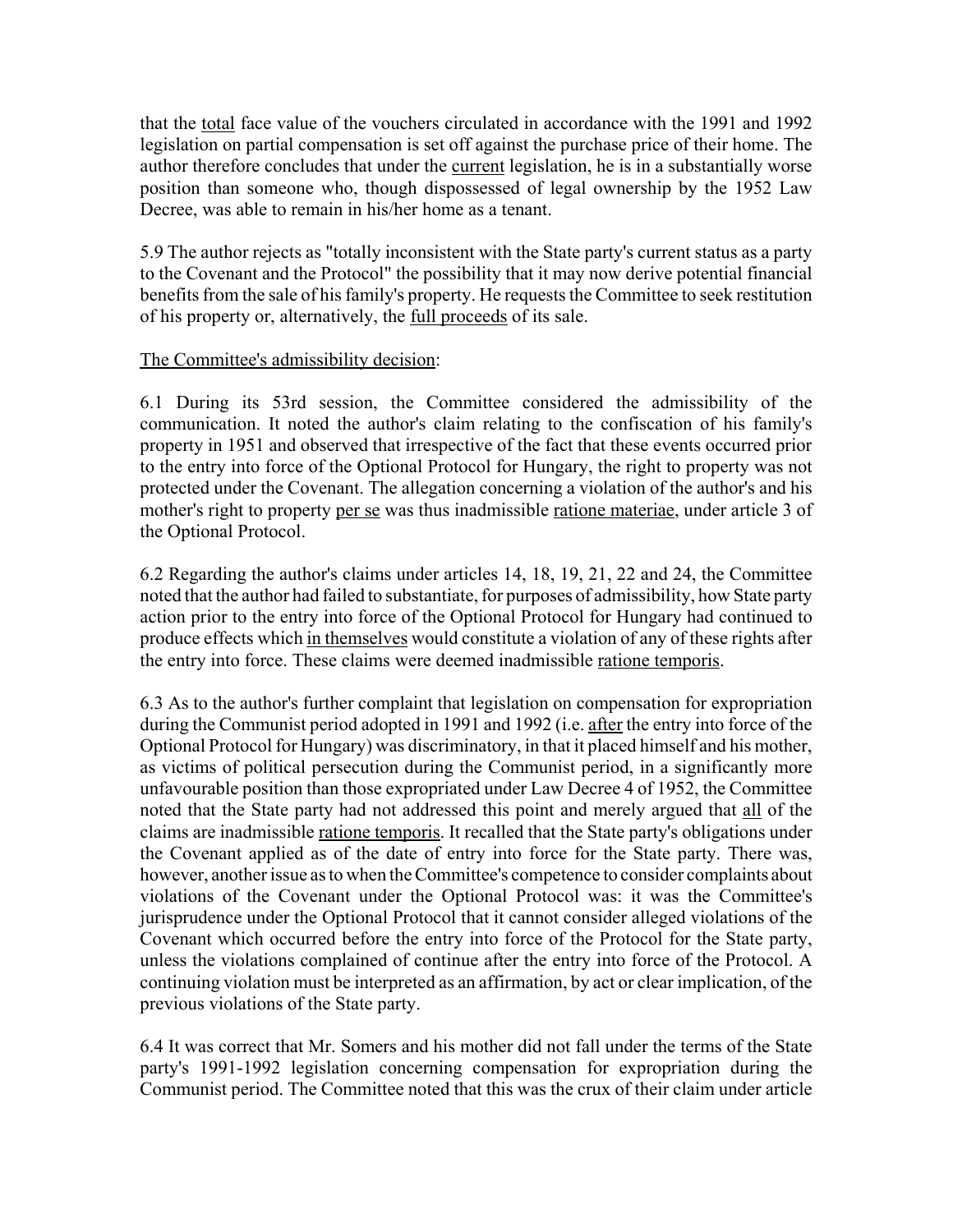that the <u>total</u> face value of the vouchers circulated in accordance with the 1991 and 1992 legislation on partial compensation is set off against the purchase price of their home. The author therefore concludes that under the <u>current</u> legislation, he is in a substantially worse position than someone who, though dispossessed of legal ownership by the 1952 Law Decree, was able to remain in his/her home as a tenant.

5.9 The author rejects as "totally inconsistent with the State party's current status as a party to the Covenant and the Protocol" the possibility that it may now derive potential financial benefits from the sale of his family's property. He requests the Committee to seek restitution of his property or, alternatively, the <u>full proceeds</u> of its sale.

<u>The Committee's admissibility decision</u>:

6.1 During its 53rd session, the Committee considered the admissibility of the communication. It noted the author's claim relating to the confiscation of his family's property in 1951 and observed that irrespective of the fact that these events occurred prior to the entry into force of the Optional Protocol for Hungary, the right to property was not protected under the Covenant. The allegation concerning a violation of the author's and his mother's right to property <u>per se</u> was thus inadmissible <u>ratione materiae</u>, under article 3 of the Optional Protocol.

6.2 Regarding the author's claims under articles 14, 18, 19, 21, 22 and 24, the Committee noted that the author had failed to substantiate, for purposes of admissibility, how State party action prior to the entry into force of the Optional Protocol for Hungary had continued to produce effects which <u>in themselves</u> would constitute a violation of any of these rights after the entry into force. These claims were deemed inadmissible <u>ratione temporis</u>.

6.3 As to the author's further complaint that legislation on compensation for expropriation during the Communist period adopted in 1991 and 1992 (i.e. <u>after</u> the entry into force of the Optional Protocol for Hungary) was discriminatory, in that it placed himself and his mother, as victims of political persecution during the Communist period, in a significantly more unfavourable position than those expropriated under Law Decree 4 of 1952, the Committee noted that the State party had not addressed this point and merely argued that <u>all</u> of the claims are inadmissible <u>ratione temporis</u>. It recalled that the State party's obligations under the Covenant applied as of the date of entry into force for the State party. There was, however, another issue as to when the Committee's competence to consider complaints about violations of the Covenant under the Optional Protocol was: it was the Committee's jurisprudence under the Optional Protocol that it cannot consider alleged violations of the Covenant which occurred before the entry into force of the Protocol for the State party, unless the violations complained of continue after the entry into force of the Protocol. A continuing violation must be interpreted as an affirmation, by act or clear implication, of the previous violations of the State party.

6.4 It was correct that Mr. Somers and his mother did not fall under the terms of the State party's 1991-1992 legislation concerning compensation for expropriation during the Communist period. The Committee noted that this was the crux of their claim under article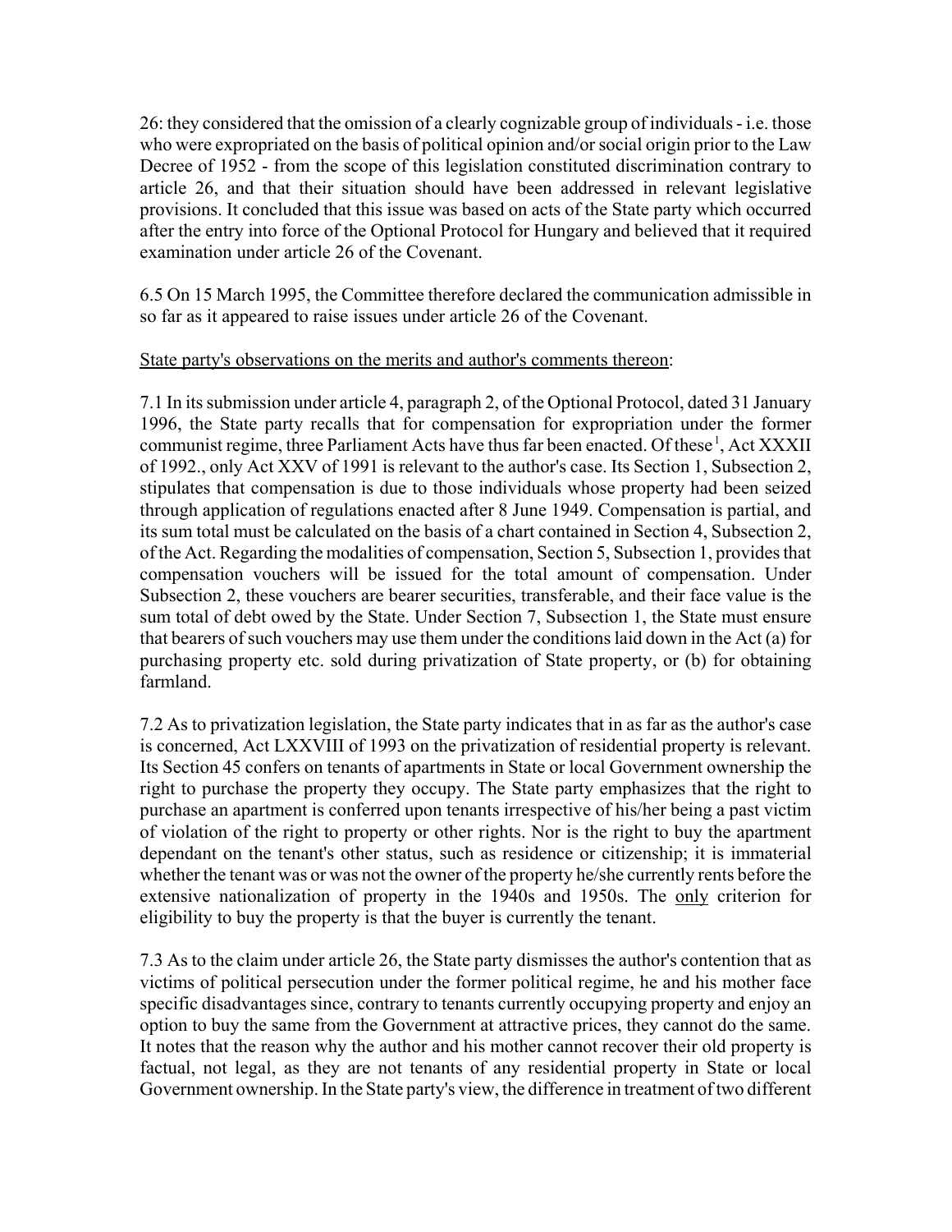26: they considered that the omission of a clearly cognizable group of individuals - i.e. those who were expropriated on the basis of political opinion and/or social origin prior to the Law Decree of 1952 - from the scope of this legislation constituted discrimination contrary to article 26, and that their situation should have been addressed in relevant legislative provisions. It concluded that this issue was based on acts of the State party which occurred after the entry into force of the Optional Protocol for Hungary and believed that it required examination under article 26 of the Covenant.

6.5 On 15 March 1995, the Committee therefore declared the communication admissible in so far as it appeared to raise issues under article 26 of the Covenant.

State party's observations on the merits and author's comments thereon:

7.1 In its submission under article 4, paragraph 2, of the Optional Protocol, dated 31 January 1996, the State party recalls that for compensation for expropriation under the former communist regime, three Parliament Acts have thus far been enacted. Of these[1], Act XXXII of 1992., only Act XXV of 1991 is relevant to the author's case. Its Section 1, Subsection 2, stipulates that compensation is due to those individuals whose property had been seized through application of regulations enacted after 8 June 1949. Compensation is partial, and its sum total must be calculated on the basis of a chart contained in Section 4, Subsection 2, of the Act. Regarding the modalities of compensation, Section 5, Subsection 1, provides that compensation vouchers will be issued for the total amount of compensation. Under Subsection 2, these vouchers are bearer securities, transferable, and their face value is the sum total of debt owed by the State. Under Section 7, Subsection 1, the State must ensure that bearers of such vouchers may use them under the conditions laid down in the Act (a) for purchasing property etc. sold during privatization of State property, or (b) for obtaining farmland.

7.2 As to privatization legislation, the State party indicates that in as far as the author's case is concerned, Act LXXVIII of 1993 on the privatization of residential property is relevant. Its Section 45 confers on tenants of apartments in State or local Government ownership the right to purchase the property they occupy. The State party emphasizes that the right to purchase an apartment is conferred upon tenants irrespective of his/her being a past victim of violation of the right to property or other rights. Nor is the right to buy the apartment dependant on the tenant's other status, such as residence or citizenship; it is immaterial whether the tenant was or was not the owner of the property he/she currently rents before the extensive nationalization of property in the 1940s and 1950s. The only criterion for eligibility to buy the property is that the buyer is currently the tenant.

7.3 As to the claim under article 26, the State party dismisses the author's contention that as victims of political persecution under the former political regime, he and his mother face specific disadvantages since, contrary to tenants currently occupying property and enjoy an option to buy the same from the Government at attractive prices, they cannot do the same. It notes that the reason why the author and his mother cannot recover their old property is factual, not legal, as they are not tenants of any residential property in State or local Government ownership. In the State party's view, the difference in treatment of two different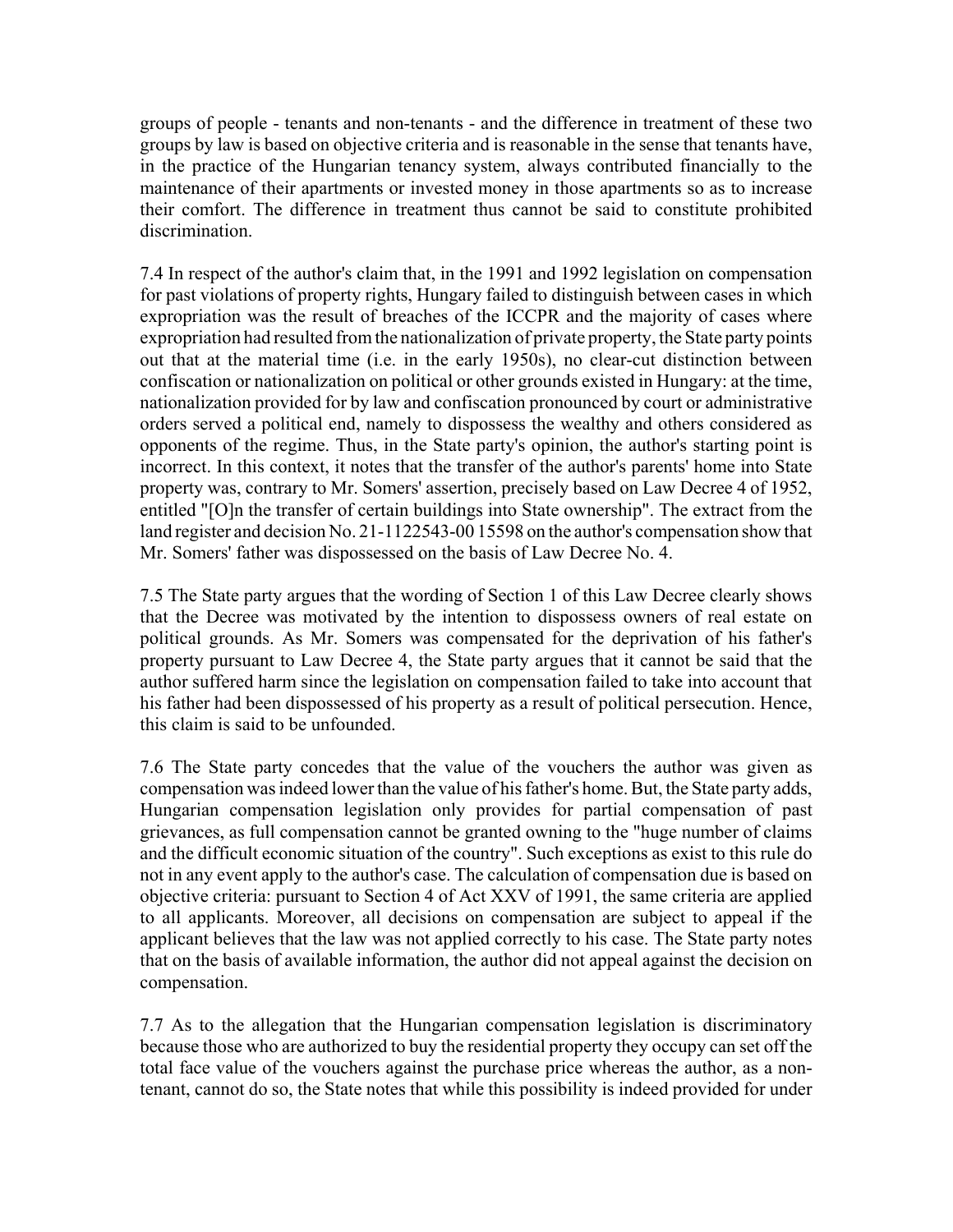groups of people - tenants and non-tenants - and the difference in treatment of these two groups by law is based on objective criteria and is reasonable in the sense that tenants have, in the practice of the Hungarian tenancy system, always contributed financially to the maintenance of their apartments or invested money in those apartments so as to increase their comfort. The difference in treatment thus cannot be said to constitute prohibited discrimination.

7.4 In respect of the author's claim that, in the 1991 and 1992 legislation on compensation for past violations of property rights, Hungary failed to distinguish between cases in which expropriation was the result of breaches of the ICCPR and the majority of cases where expropriation had resulted from the nationalization of private property, the State party points out that at the material time (i.e. in the early 1950s), no clear-cut distinction between confiscation or nationalization on political or other grounds existed in Hungary: at the time, nationalization provided for by law and confiscation pronounced by court or administrative orders served a political end, namely to dispossess the wealthy and others considered as opponents of the regime. Thus, in the State party's opinion, the author's starting point is incorrect. In this context, it notes that the transfer of the author's parents' home into State property was, contrary to Mr. Somers' assertion, precisely based on Law Decree 4 of 1952, entitled "[O]n the transfer of certain buildings into State ownership". The extract from the land register and decision No. 21-1122543-00 15598 on the author's compensation show that Mr. Somers' father was dispossessed on the basis of Law Decree No. 4.

7.5 The State party argues that the wording of Section 1 of this Law Decree clearly shows that the Decree was motivated by the intention to dispossess owners of real estate on political grounds. As Mr. Somers was compensated for the deprivation of his father's property pursuant to Law Decree 4, the State party argues that it cannot be said that the author suffered harm since the legislation on compensation failed to take into account that his father had been dispossessed of his property as a result of political persecution. Hence, this claim is said to be unfounded.

7.6 The State party concedes that the value of the vouchers the author was given as compensation was indeed lower than the value of his father's home. But, the State party adds, Hungarian compensation legislation only provides for partial compensation of past grievances, as full compensation cannot be granted owning to the "huge number of claims and the difficult economic situation of the country". Such exceptions as exist to this rule do not in any event apply to the author's case. The calculation of compensation due is based on objective criteria: pursuant to Section 4 of Act XXV of 1991, the same criteria are applied to all applicants. Moreover, all decisions on compensation are subject to appeal if the applicant believes that the law was not applied correctly to his case. The State party notes that on the basis of available information, the author did not appeal against the decision on compensation.

7.7 As to the allegation that the Hungarian compensation legislation is discriminatory because those who are authorized to buy the residential property they occupy can set off the total face value of the vouchers against the purchase price whereas the author, as a non-tenant, cannot do so, the State notes that while this possibility is indeed provided for under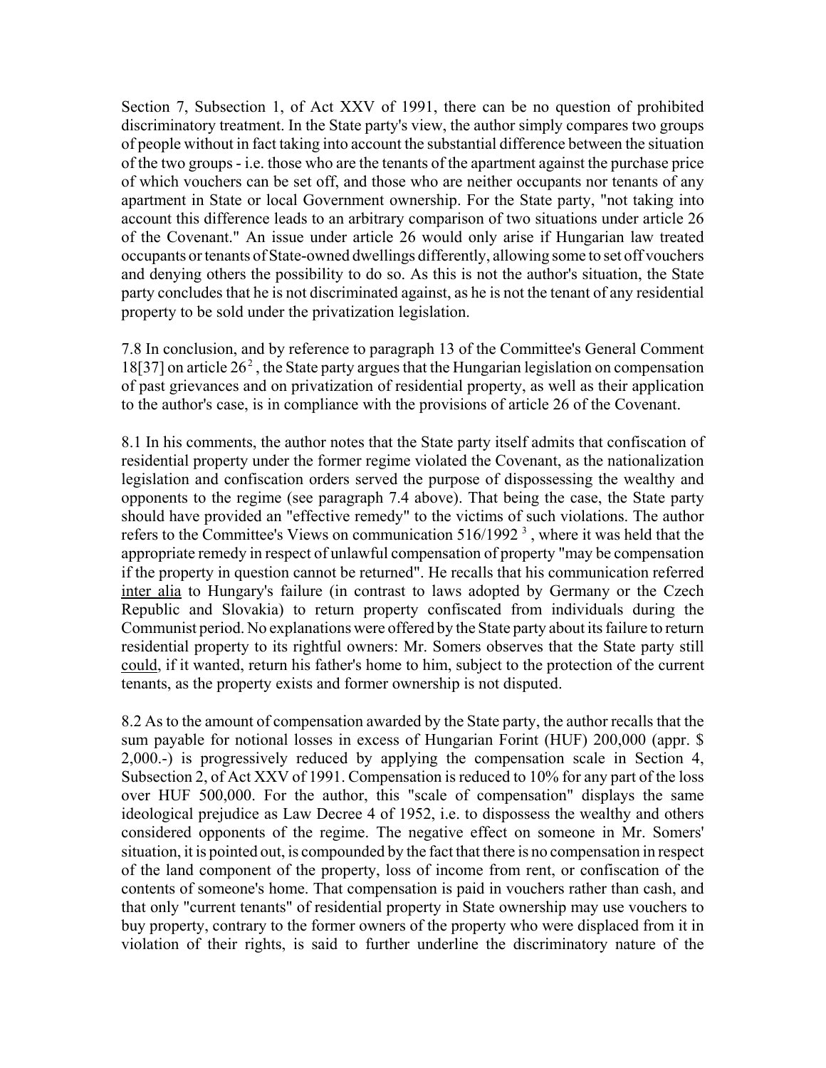Section 7, Subsection 1, of Act XXV of 1991, there can be no question of prohibited discriminatory treatment. In the State party's view, the author simply compares two groups of people without in fact taking into account the substantial difference between the situation of the two groups - i.e. those who are the tenants of the apartment against the purchase price of which vouchers can be set off, and those who are neither occupants nor tenants of any apartment in State or local Government ownership. For the State party, "not taking into account this difference leads to an arbitrary comparison of two situations under article 26 of the Covenant." An issue under article 26 would only arise if Hungarian law treated occupants or tenants of State-owned dwellings differently, allowing some to set off vouchers and denying others the possibility to do so. As this is not the author's situation, the State party concludes that he is not discriminated against, as he is not the tenant of any residential property to be sold under the privatization legislation.

7.8 In conclusion, and by reference to paragraph 13 of the Committee's General Comment 18[37] on article 26[2], the State party argues that the Hungarian legislation on compensation of past grievances and on privatization of residential property, as well as their application to the author's case, is in compliance with the provisions of article 26 of the Covenant.

8.1 In his comments, the author notes that the State party itself admits that confiscation of residential property under the former regime violated the Covenant, as the nationalization legislation and confiscation orders served the purpose of dispossessing the wealthy and opponents to the regime (see paragraph 7.4 above). That being the case, the State party should have provided an "effective remedy" to the victims of such violations. The author refers to the Committee's Views on communication 516/1992 [3], where it was held that the appropriate remedy in respect of unlawful compensation of property "may be compensation if the property in question cannot be returned". He recalls that his communication referred <u>inter alia</u> to Hungary's failure (in contrast to laws adopted by Germany or the Czech Republic and Slovakia) to return property confiscated from individuals during the Communist period. No explanations were offered by the State party about its failure to return residential property to its rightful owners: Mr. Somers observes that the State party still <u>could</u>, if it wanted, return his father's home to him, subject to the protection of the current tenants, as the property exists and former ownership is not disputed.

8.2 As to the amount of compensation awarded by the State party, the author recalls that the sum payable for notional losses in excess of Hungarian Forint (HUF) 200,000 (appr. $ 2,000.-) is progressively reduced by applying the compensation scale in Section 4, Subsection 2, of Act XXV of 1991. Compensation is reduced to 10% for any part of the loss over HUF 500,000. For the author, this "scale of compensation" displays the same ideological prejudice as Law Decree 4 of 1952, i.e. to dispossess the wealthy and others considered opponents of the regime. The negative effect on someone in Mr. Somers' situation, it is pointed out, is compounded by the fact that there is no compensation in respect of the land component of the property, loss of income from rent, or confiscation of the contents of someone's home. That compensation is paid in vouchers rather than cash, and that only "current tenants" of residential property in State ownership may use vouchers to buy property, contrary to the former owners of the property who were displaced from it in violation of their rights, is said to further underline the discriminatory nature of the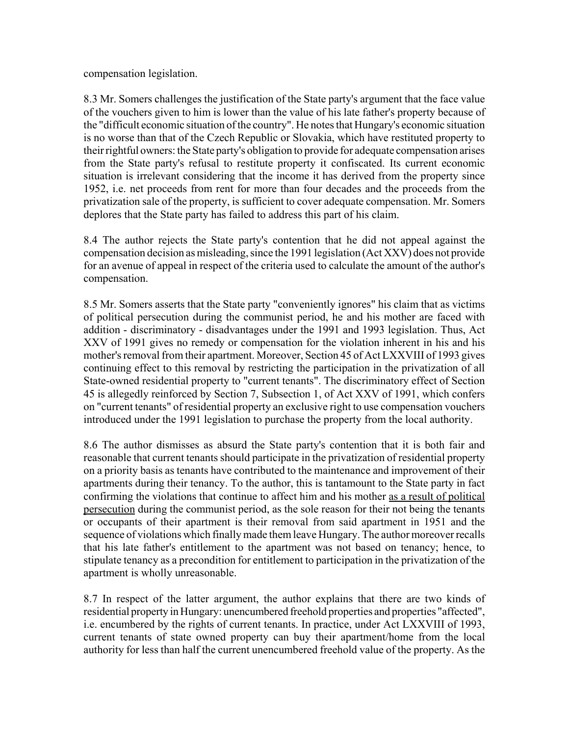compensation legislation.

8.3 Mr. Somers challenges the justification of the State party's argument that the face value of the vouchers given to him is lower than the value of his late father's property because of the "difficult economic situation of the country". He notes that Hungary's economic situation is no worse than that of the Czech Republic or Slovakia, which have restituted property to their rightful owners: the State party's obligation to provide for adequate compensation arises from the State party's refusal to restitute property it confiscated. Its current economic situation is irrelevant considering that the income it has derived from the property since 1952, i.e. net proceeds from rent for more than four decades and the proceeds from the privatization sale of the property, is sufficient to cover adequate compensation. Mr. Somers deplores that the State party has failed to address this part of his claim.

8.4 The author rejects the State party's contention that he did not appeal against the compensation decision as misleading, since the 1991 legislation (Act XXV) does not provide for an avenue of appeal in respect of the criteria used to calculate the amount of the author's compensation.

8.5 Mr. Somers asserts that the State party "conveniently ignores" his claim that as victims of political persecution during the communist period, he and his mother are faced with addition - discriminatory - disadvantages under the 1991 and 1993 legislation. Thus, Act XXV of 1991 gives no remedy or compensation for the violation inherent in his and his mother's removal from their apartment. Moreover, Section 45 of Act LXXVIII of 1993 gives continuing effect to this removal by restricting the participation in the privatization of all State-owned residential property to "current tenants". The discriminatory effect of Section 45 is allegedly reinforced by Section 7, Subsection 1, of Act XXV of 1991, which confers on "current tenants" of residential property an exclusive right to use compensation vouchers introduced under the 1991 legislation to purchase the property from the local authority.

8.6 The author dismisses as absurd the State party's contention that it is both fair and reasonable that current tenants should participate in the privatization of residential property on a priority basis as tenants have contributed to the maintenance and improvement of their apartments during their tenancy. To the author, this is tantamount to the State party in fact confirming the violations that continue to affect him and his mother <u>as a result of political persecution</u> during the communist period, as the sole reason for their not being the tenants or occupants of their apartment is their removal from said apartment in 1951 and the sequence of violations which finally made them leave Hungary. The author moreover recalls that his late father's entitlement to the apartment was not based on tenancy; hence, to stipulate tenancy as a precondition for entitlement to participation in the privatization of the apartment is wholly unreasonable.

8.7 In respect of the latter argument, the author explains that there are two kinds of residential property in Hungary: unencumbered freehold properties and properties "affected", i.e. encumbered by the rights of current tenants. In practice, under Act LXXVIII of 1993, current tenants of state owned property can buy their apartment/home from the local authority for less than half the current unencumbered freehold value of the property. As the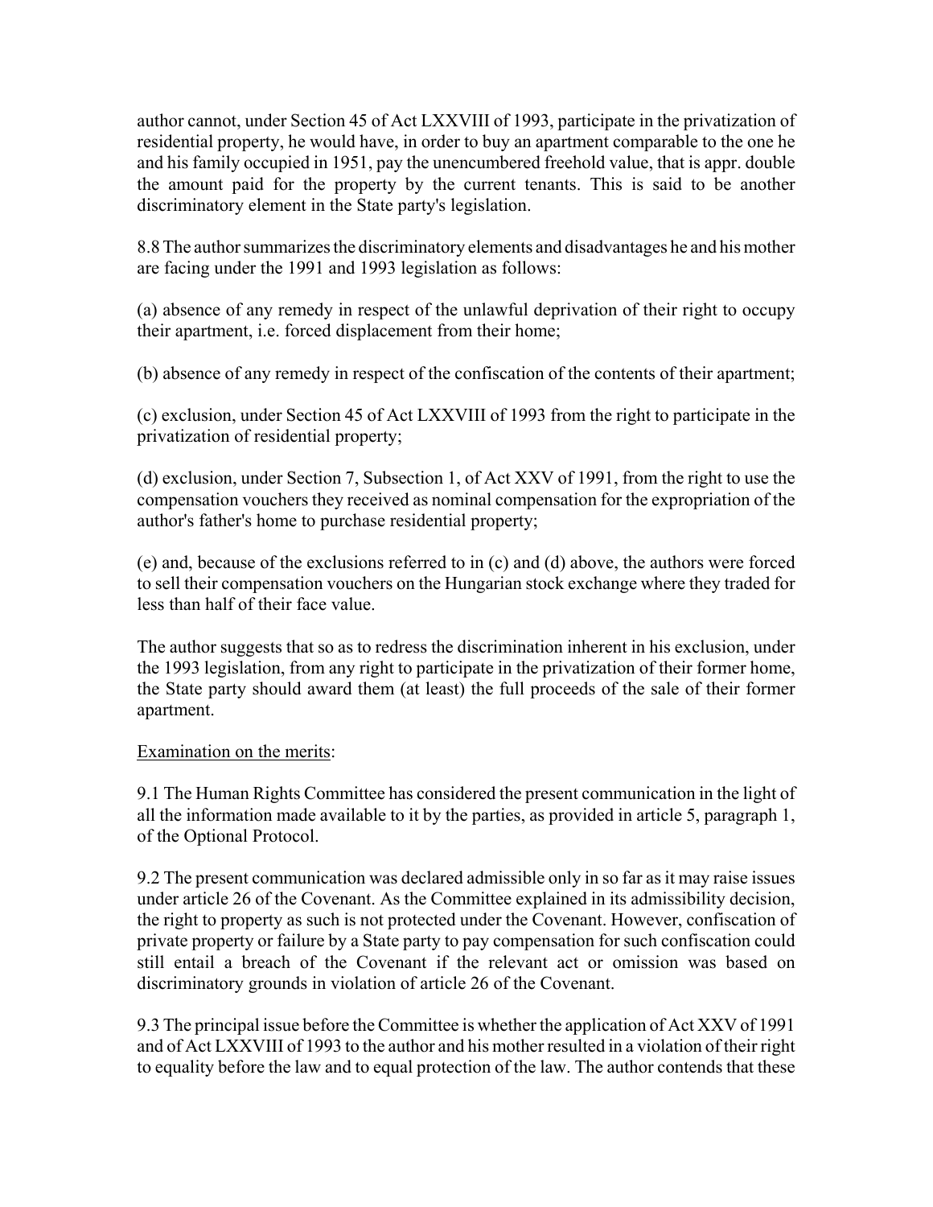author cannot, under Section 45 of Act LXXVIII of 1993, participate in the privatization of residential property, he would have, in order to buy an apartment comparable to the one he and his family occupied in 1951, pay the unencumbered freehold value, that is appr. double the amount paid for the property by the current tenants. This is said to be another discriminatory element in the State party's legislation.

8.8 The author summarizes the discriminatory elements and disadvantages he and his mother are facing under the 1991 and 1993 legislation as follows:

(a) absence of any remedy in respect of the unlawful deprivation of their right to occupy their apartment, i.e. forced displacement from their home;

(b) absence of any remedy in respect of the confiscation of the contents of their apartment;

(c) exclusion, under Section 45 of Act LXXVIII of 1993 from the right to participate in the privatization of residential property;

(d) exclusion, under Section 7, Subsection 1, of Act XXV of 1991, from the right to use the compensation vouchers they received as nominal compensation for the expropriation of the author's father's home to purchase residential property;

(e) and, because of the exclusions referred to in (c) and (d) above, the authors were forced to sell their compensation vouchers on the Hungarian stock exchange where they traded for less than half of their face value.

The author suggests that so as to redress the discrimination inherent in his exclusion, under the 1993 legislation, from any right to participate in the privatization of their former home, the State party should award them (at least) the full proceeds of the sale of their former apartment.

Examination on the merits:

9.1 The Human Rights Committee has considered the present communication in the light of all the information made available to it by the parties, as provided in article 5, paragraph 1, of the Optional Protocol.

9.2 The present communication was declared admissible only in so far as it may raise issues under article 26 of the Covenant. As the Committee explained in its admissibility decision, the right to property as such is not protected under the Covenant. However, confiscation of private property or failure by a State party to pay compensation for such confiscation could still entail a breach of the Covenant if the relevant act or omission was based on discriminatory grounds in violation of article 26 of the Covenant.

9.3 The principal issue before the Committee is whether the application of Act XXV of 1991 and of Act LXXVIII of 1993 to the author and his mother resulted in a violation of their right to equality before the law and to equal protection of the law. The author contends that these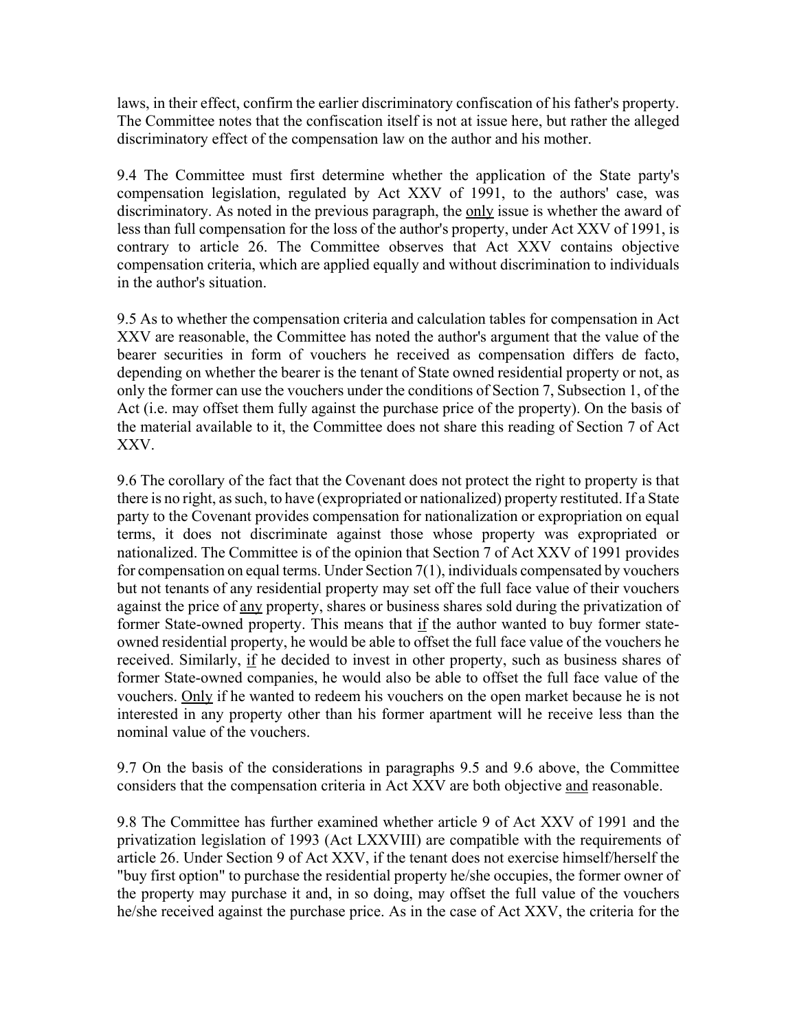laws, in their effect, confirm the earlier discriminatory confiscation of his father's property. The Committee notes that the confiscation itself is not at issue here, but rather the alleged discriminatory effect of the compensation law on the author and his mother.

9.4 The Committee must first determine whether the application of the State party's compensation legislation, regulated by Act XXV of 1991, to the authors' case, was discriminatory. As noted in the previous paragraph, the only issue is whether the award of less than full compensation for the loss of the author's property, under Act XXV of 1991, is contrary to article 26. The Committee observes that Act XXV contains objective compensation criteria, which are applied equally and without discrimination to individuals in the author's situation.

9.5 As to whether the compensation criteria and calculation tables for compensation in Act XXV are reasonable, the Committee has noted the author's argument that the value of the bearer securities in form of vouchers he received as compensation differs de facto, depending on whether the bearer is the tenant of State owned residential property or not, as only the former can use the vouchers under the conditions of Section 7, Subsection 1, of the Act (i.e. may offset them fully against the purchase price of the property). On the basis of the material available to it, the Committee does not share this reading of Section 7 of Act XXV.

9.6 The corollary of the fact that the Covenant does not protect the right to property is that there is no right, as such, to have (expropriated or nationalized) property restituted. If a State party to the Covenant provides compensation for nationalization or expropriation on equal terms, it does not discriminate against those whose property was expropriated or nationalized. The Committee is of the opinion that Section 7 of Act XXV of 1991 provides for compensation on equal terms. Under Section 7(1), individuals compensated by vouchers but not tenants of any residential property may set off the full face value of their vouchers against the price of any property, shares or business shares sold during the privatization of former State-owned property. This means that if the author wanted to buy former state-owned residential property, he would be able to offset the full face value of the vouchers he received. Similarly, if he decided to invest in other property, such as business shares of former State-owned companies, he would also be able to offset the full face value of the vouchers. Only if he wanted to redeem his vouchers on the open market because he is not interested in any property other than his former apartment will he receive less than the nominal value of the vouchers.

9.7 On the basis of the considerations in paragraphs 9.5 and 9.6 above, the Committee considers that the compensation criteria in Act XXV are both objective and reasonable.

9.8 The Committee has further examined whether article 9 of Act XXV of 1991 and the privatization legislation of 1993 (Act LXXVIII) are compatible with the requirements of article 26. Under Section 9 of Act XXV, if the tenant does not exercise himself/herself the "buy first option" to purchase the residential property he/she occupies, the former owner of the property may purchase it and, in so doing, may offset the full value of the vouchers he/she received against the purchase price. As in the case of Act XXV, the criteria for the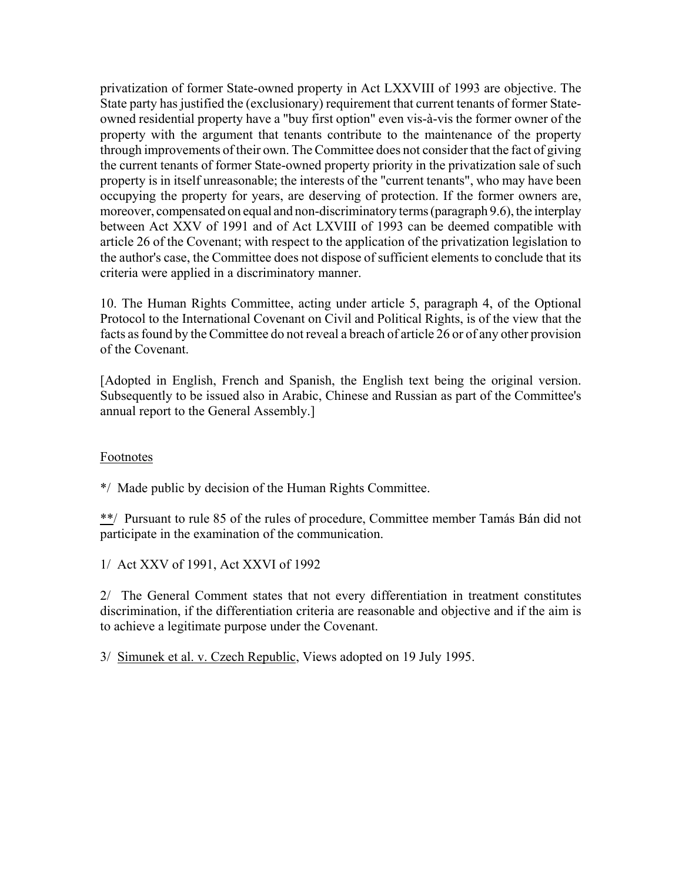privatization of former State-owned property in Act LXXVIII of 1993 are objective. The State party has justified the (exclusionary) requirement that current tenants of former State-owned residential property have a "buy first option" even vis-à-vis the former owner of the property with the argument that tenants contribute to the maintenance of the property through improvements of their own. The Committee does not consider that the fact of giving the current tenants of former State-owned property priority in the privatization sale of such property is in itself unreasonable; the interests of the "current tenants", who may have been occupying the property for years, are deserving of protection. If the former owners are, moreover, compensated on equal and non-discriminatory terms (paragraph 9.6), the interplay between Act XXV of 1991 and of Act LXVIII of 1993 can be deemed compatible with article 26 of the Covenant; with respect to the application of the privatization legislation to the author's case, the Committee does not dispose of sufficient elements to conclude that its criteria were applied in a discriminatory manner.

10. The Human Rights Committee, acting under article 5, paragraph 4, of the Optional Protocol to the International Covenant on Civil and Political Rights, is of the view that the facts as found by the Committee do not reveal a breach of article 26 or of any other provision of the Covenant.

[Adopted in English, French and Spanish, the English text being the original version. Subsequently to be issued also in Arabic, Chinese and Russian as part of the Committee's annual report to the General Assembly.]

Footnotes

*/ Made public by decision of the Human Rights Committee.

**/ Pursuant to rule 85 of the rules of procedure, Committee member Tamás Bán did not participate in the examination of the communication.

1/ Act XXV of 1991, Act XXVI of 1992

2/ The General Comment states that not every differentiation in treatment constitutes discrimination, if the differentiation criteria are reasonable and objective and if the aim is to achieve a legitimate purpose under the Covenant.

3/ Simunek et al. v. Czech Republic, Views adopted on 19 July 1995.